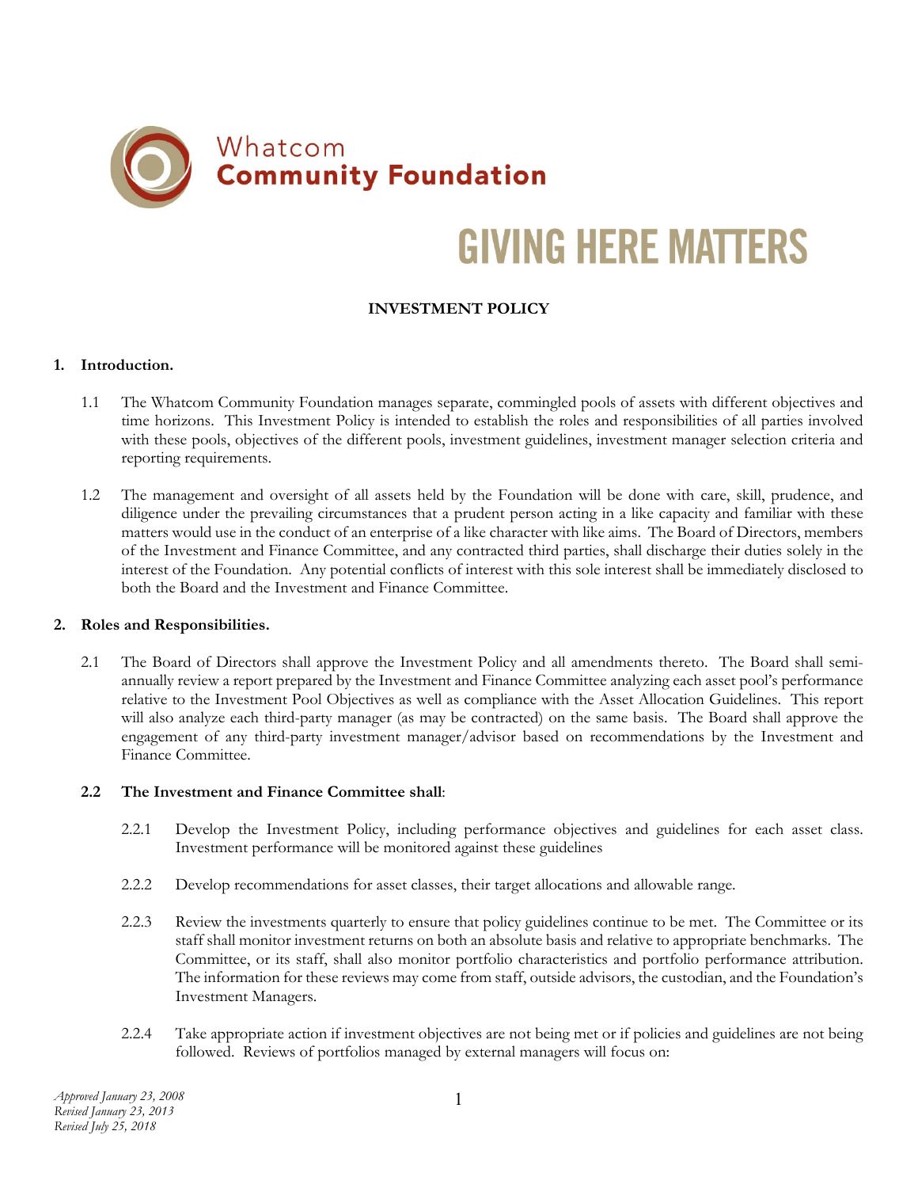Whatcom
**Community Foundation**

GIVING HERE MATTERS

# INVESTMENT POLICY

## 1. Introduction.

1.1 The Whatcom Community Foundation manages separate, commingled pools of assets with different objectives and time horizons. This Investment Policy is intended to establish the roles and responsibilities of all parties involved with these pools, objectives of the different pools, investment guidelines, investment manager selection criteria and reporting requirements.

1.2 The management and oversight of all assets held by the Foundation will be done with care, skill, prudence, and diligence under the prevailing circumstances that a prudent person acting in a like capacity and familiar with these matters would use in the conduct of an enterprise of a like character with like aims. The Board of Directors, members of the Investment and Finance Committee, and any contracted third parties, shall discharge their duties solely in the interest of the Foundation. Any potential conflicts of interest with this sole interest shall be immediately disclosed to both the Board and the Investment and Finance Committee.

## 2. Roles and Responsibilities.

2.1 The Board of Directors shall approve the Investment Policy and all amendments thereto. The Board shall semi-annually review a report prepared by the Investment and Finance Committee analyzing each asset pool's performance relative to the Investment Pool Objectives as well as compliance with the Asset Allocation Guidelines. This report will also analyze each third-party manager (as may be contracted) on the same basis. The Board shall approve the engagement of any third-party investment manager/advisor based on recommendations by the Investment and Finance Committee.

**2.2 The Investment and Finance Committee shall**:

2.2.1 Develop the Investment Policy, including performance objectives and guidelines for each asset class. Investment performance will be monitored against these guidelines

2.2.2 Develop recommendations for asset classes, their target allocations and allowable range.

2.2.3 Review the investments quarterly to ensure that policy guidelines continue to be met. The Committee or its staff shall monitor investment returns on both an absolute basis and relative to appropriate benchmarks. The Committee, or its staff, shall also monitor portfolio characteristics and portfolio performance attribution. The information for these reviews may come from staff, outside advisors, the custodian, and the Foundation's Investment Managers.

2.2.4 Take appropriate action if investment objectives are not being met or if policies and guidelines are not being followed. Reviews of portfolios managed by external managers will focus on:

*Approved January 23, 2008*
*Revised January 23, 2013*
*Revised July 25, 2018*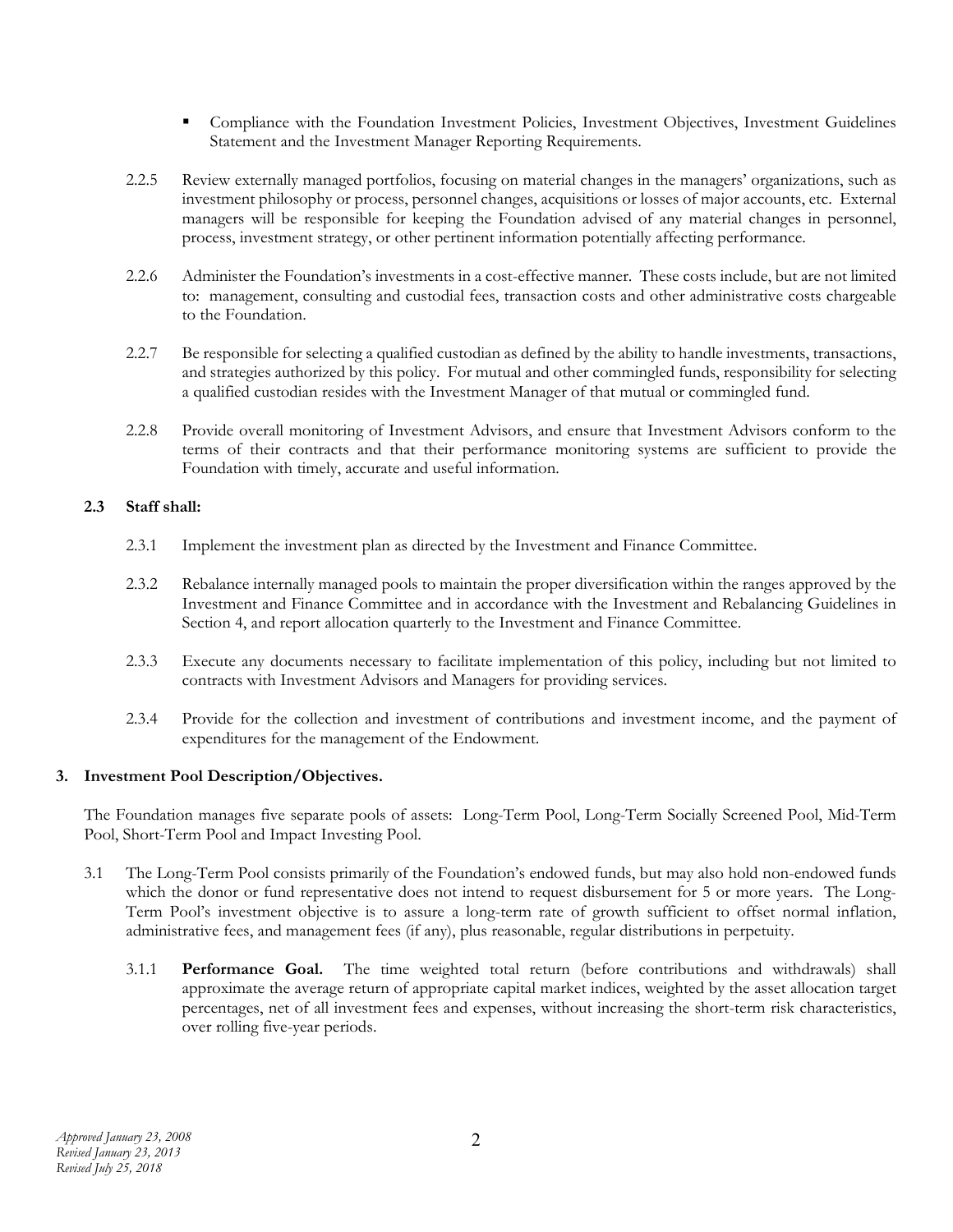- Compliance with the Foundation Investment Policies, Investment Objectives, Investment Guidelines Statement and the Investment Manager Reporting Requirements.

2.2.5 Review externally managed portfolios, focusing on material changes in the managers' organizations, such as investment philosophy or process, personnel changes, acquisitions or losses of major accounts, etc. External managers will be responsible for keeping the Foundation advised of any material changes in personnel, process, investment strategy, or other pertinent information potentially affecting performance.

2.2.6 Administer the Foundation's investments in a cost-effective manner. These costs include, but are not limited to: management, consulting and custodial fees, transaction costs and other administrative costs chargeable to the Foundation.

2.2.7 Be responsible for selecting a qualified custodian as defined by the ability to handle investments, transactions, and strategies authorized by this policy. For mutual and other commingled funds, responsibility for selecting a qualified custodian resides with the Investment Manager of that mutual or commingled fund.

2.2.8 Provide overall monitoring of Investment Advisors, and ensure that Investment Advisors conform to the terms of their contracts and that their performance monitoring systems are sufficient to provide the Foundation with timely, accurate and useful information.

**2.3 Staff shall:**

2.3.1 Implement the investment plan as directed by the Investment and Finance Committee.

2.3.2 Rebalance internally managed pools to maintain the proper diversification within the ranges approved by the Investment and Finance Committee and in accordance with the Investment and Rebalancing Guidelines in Section 4, and report allocation quarterly to the Investment and Finance Committee.

2.3.3 Execute any documents necessary to facilitate implementation of this policy, including but not limited to contracts with Investment Advisors and Managers for providing services.

2.3.4 Provide for the collection and investment of contributions and investment income, and the payment of expenditures for the management of the Endowment.

**3. Investment Pool Description/Objectives.**

The Foundation manages five separate pools of assets: Long-Term Pool, Long-Term Socially Screened Pool, Mid-Term Pool, Short-Term Pool and Impact Investing Pool.

3.1 The Long-Term Pool consists primarily of the Foundation's endowed funds, but may also hold non-endowed funds which the donor or fund representative does not intend to request disbursement for 5 or more years. The Long-Term Pool's investment objective is to assure a long-term rate of growth sufficient to offset normal inflation, administrative fees, and management fees (if any), plus reasonable, regular distributions in perpetuity.

3.1.1 **Performance Goal.** The time weighted total return (before contributions and withdrawals) shall approximate the average return of appropriate capital market indices, weighted by the asset allocation target percentages, net of all investment fees and expenses, without increasing the short-term risk characteristics, over rolling five-year periods.

*Approved January 23, 2008*
*Revised January 23, 2013*
*Revised July 25, 2018*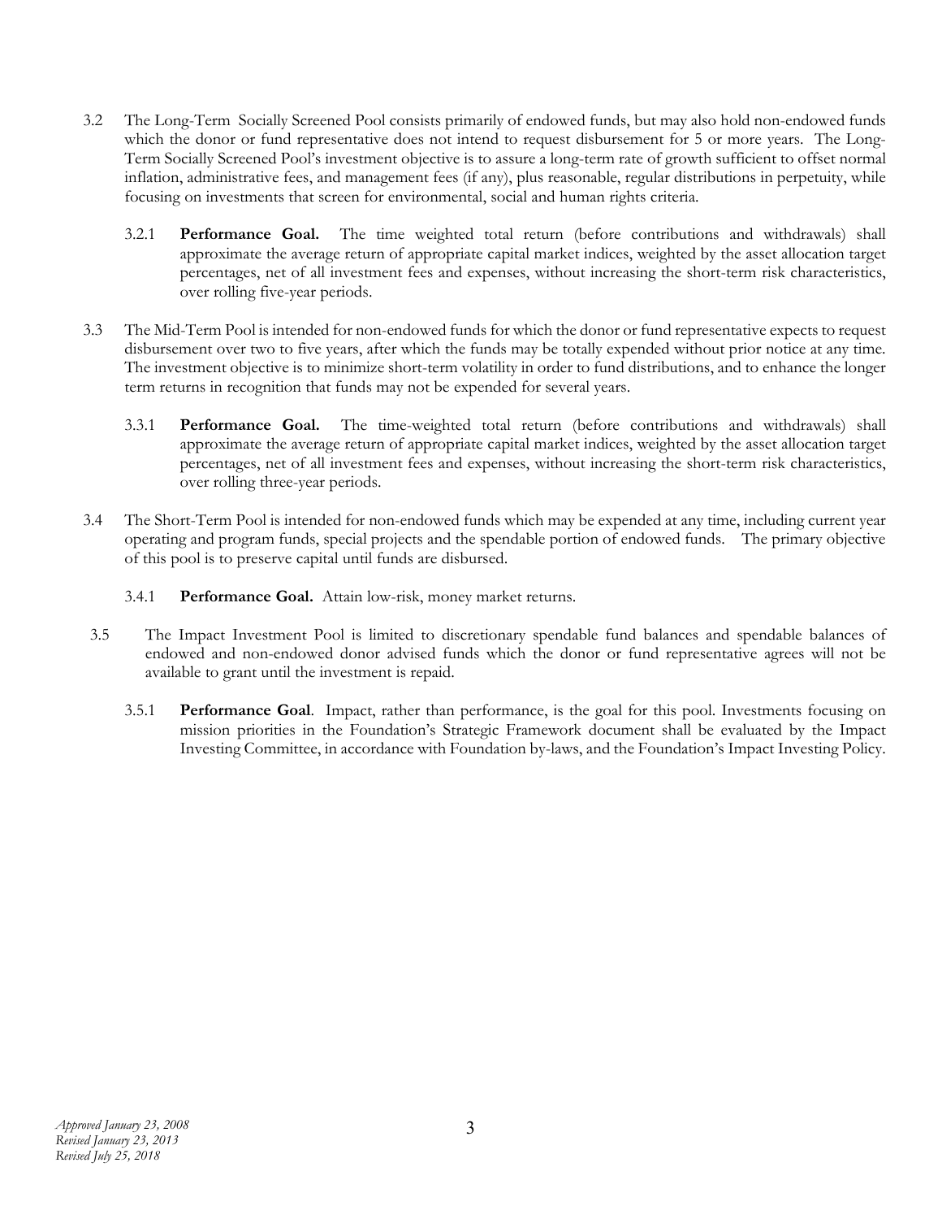3.2 The Long-Term Socially Screened Pool consists primarily of endowed funds, but may also hold non-endowed funds which the donor or fund representative does not intend to request disbursement for 5 or more years. The Long-Term Socially Screened Pool's investment objective is to assure a long-term rate of growth sufficient to offset normal inflation, administrative fees, and management fees (if any), plus reasonable, regular distributions in perpetuity, while focusing on investments that screen for environmental, social and human rights criteria.

   3.2.1 **Performance Goal.** The time weighted total return (before contributions and withdrawals) shall approximate the average return of appropriate capital market indices, weighted by the asset allocation target percentages, net of all investment fees and expenses, without increasing the short-term risk characteristics, over rolling five-year periods.

3.3 The Mid-Term Pool is intended for non-endowed funds for which the donor or fund representative expects to request disbursement over two to five years, after which the funds may be totally expended without prior notice at any time. The investment objective is to minimize short-term volatility in order to fund distributions, and to enhance the longer term returns in recognition that funds may not be expended for several years.

   3.3.1 **Performance Goal.** The time-weighted total return (before contributions and withdrawals) shall approximate the average return of appropriate capital market indices, weighted by the asset allocation target percentages, net of all investment fees and expenses, without increasing the short-term risk characteristics, over rolling three-year periods.

3.4 The Short-Term Pool is intended for non-endowed funds which may be expended at any time, including current year operating and program funds, special projects and the spendable portion of endowed funds. The primary objective of this pool is to preserve capital until funds are disbursed.

   3.4.1 **Performance Goal.** Attain low-risk, money market returns.

3.5 The Impact Investment Pool is limited to discretionary spendable fund balances and spendable balances of endowed and non-endowed donor advised funds which the donor or fund representative agrees will not be available to grant until the investment is repaid.

   3.5.1 **Performance Goal**. Impact, rather than performance, is the goal for this pool. Investments focusing on mission priorities in the Foundation's Strategic Framework document shall be evaluated by the Impact Investing Committee, in accordance with Foundation by-laws, and the Foundation's Impact Investing Policy.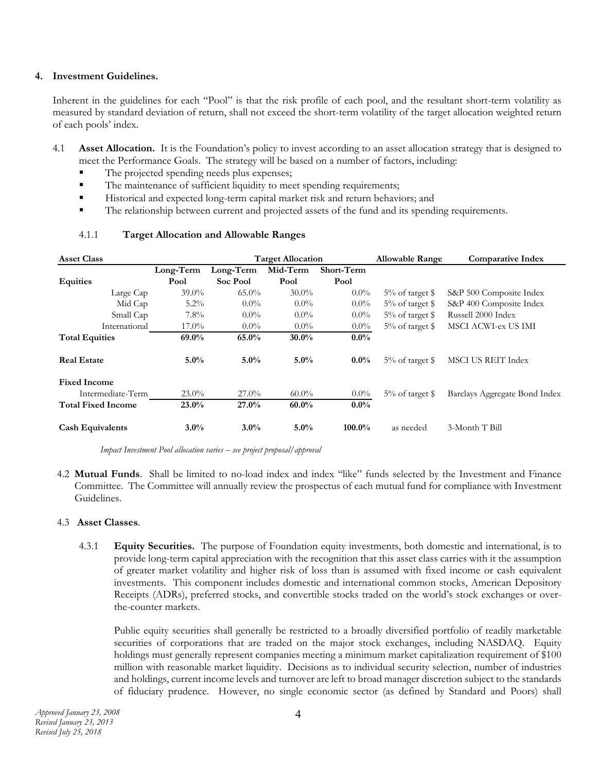## 4. Investment Guidelines.

Inherent in the guidelines for each "Pool" is that the risk profile of each pool, and the resultant short-term volatility as measured by standard deviation of return, shall not exceed the short-term volatility of the target allocation weighted return of each pools' index.

4.1 **Asset Allocation.** It is the Foundation's policy to invest according to an asset allocation strategy that is designed to meet the Performance Goals. The strategy will be based on a number of factors, including:

- The projected spending needs plus expenses;
- The maintenance of sufficient liquidity to meet spending requirements;
- Historical and expected long-term capital market risk and return behaviors; and
- The relationship between current and projected assets of the fund and its spending requirements.

4.1.1 **Target Allocation and Allowable Ranges**

| **Asset Class** | **Target Allocation** | | | | **Allowable Range** | **Comparative Index** |
|---|---|---|---|---|---|---|
| | **Long-Term Pool** | **Long-Term Soc Pool** | **Mid-Term Pool** | **Short-Term Pool** | | |
| **Equities** | | | | | | |
| Large Cap | 39.0% | 65.0% | 30.0% | 0.0% | 5% of target $ | S&P 500 Composite Index |
| Mid Cap | 5.2% | 0.0% | 0.0% | 0.0% | 5% of target $ | S&P 400 Composite Index |
| Small Cap | 7.8% | 0.0% | 0.0% | 0.0% | 5% of target $ | Russell 2000 Index |
| International | 17.0% | 0.0% | 0.0% | 0.0% | 5% of target $ | MSCI ACWI-ex US IMI |
| **Total Equities** | **69.0%** | **65.0%** | **30.0%** | **0.0%** | | |
| **Real Estate** | **5.0%** | **5.0%** | **5.0%** | **0.0%** | 5% of target $ | MSCI US REIT Index |
| **Fixed Income** | | | | | | |
| Intermediate-Term | 23.0% | 27.0% | 60.0% | 0.0% | 5% of target $ | Barclays Aggregate Bond Index |
| **Total Fixed Income** | **23.0%** | **27.0%** | **60.0%** | **0.0%** | | |
| **Cash Equivalents** | **3.0%** | **3.0%** | **5.0%** | **100.0%** | as needed | 3-Month T Bill |

*Impact Investment Pool allocation varies -- see project proposal/approval*

4.2 **Mutual Funds**. Shall be limited to no-load index and index "like" funds selected by the Investment and Finance Committee. The Committee will annually review the prospectus of each mutual fund for compliance with Investment Guidelines.

4.3 **Asset Classes**.

4.3.1 **Equity Securities.** The purpose of Foundation equity investments, both domestic and international, is to provide long-term capital appreciation with the recognition that this asset class carries with it the assumption of greater market volatility and higher risk of loss than is assumed with fixed income or cash equivalent investments. This component includes domestic and international common stocks, American Depository Receipts (ADRs), preferred stocks, and convertible stocks traded on the world's stock exchanges or over-the-counter markets.

Public equity securities shall generally be restricted to a broadly diversified portfolio of readily marketable securities of corporations that are traded on the major stock exchanges, including NASDAQ. Equity holdings must generally represent companies meeting a minimum market capitalization requirement of $100 million with reasonable market liquidity. Decisions as to individual security selection, number of industries and holdings, current income levels and turnover are left to broad manager discretion subject to the standards of fiduciary prudence. However, no single economic sector (as defined by Standard and Poors) shall

*Approved January 23, 2008*
*Revised January 23, 2013*
*Revised July 25, 2018*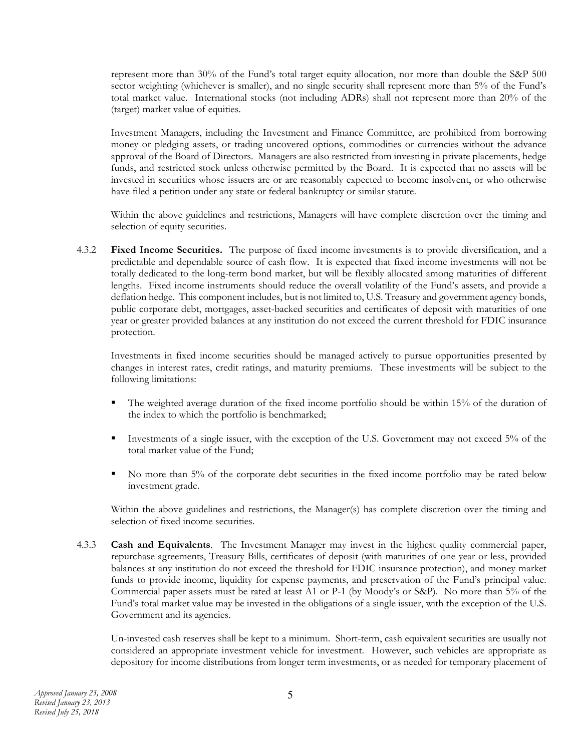represent more than 30% of the Fund's total target equity allocation, nor more than double the S&P 500 sector weighting (whichever is smaller), and no single security shall represent more than 5% of the Fund's total market value. International stocks (not including ADRs) shall not represent more than 20% of the (target) market value of equities.

Investment Managers, including the Investment and Finance Committee, are prohibited from borrowing money or pledging assets, or trading uncovered options, commodities or currencies without the advance approval of the Board of Directors. Managers are also restricted from investing in private placements, hedge funds, and restricted stock unless otherwise permitted by the Board. It is expected that no assets will be invested in securities whose issuers are or are reasonably expected to become insolvent, or who otherwise have filed a petition under any state or federal bankruptcy or similar statute.

Within the above guidelines and restrictions, Managers will have complete discretion over the timing and selection of equity securities.

4.3.2 **Fixed Income Securities.** The purpose of fixed income investments is to provide diversification, and a predictable and dependable source of cash flow. It is expected that fixed income investments will not be totally dedicated to the long-term bond market, but will be flexibly allocated among maturities of different lengths. Fixed income instruments should reduce the overall volatility of the Fund's assets, and provide a deflation hedge. This component includes, but is not limited to, U.S. Treasury and government agency bonds, public corporate debt, mortgages, asset-backed securities and certificates of deposit with maturities of one year or greater provided balances at any institution do not exceed the current threshold for FDIC insurance protection.

Investments in fixed income securities should be managed actively to pursue opportunities presented by changes in interest rates, credit ratings, and maturity premiums. These investments will be subject to the following limitations:

- The weighted average duration of the fixed income portfolio should be within 15% of the duration of the index to which the portfolio is benchmarked;
- Investments of a single issuer, with the exception of the U.S. Government may not exceed 5% of the total market value of the Fund;
- No more than 5% of the corporate debt securities in the fixed income portfolio may be rated below investment grade.

Within the above guidelines and restrictions, the Manager(s) has complete discretion over the timing and selection of fixed income securities.

4.3.3 **Cash and Equivalents**. The Investment Manager may invest in the highest quality commercial paper, repurchase agreements, Treasury Bills, certificates of deposit (with maturities of one year or less, provided balances at any institution do not exceed the threshold for FDIC insurance protection), and money market funds to provide income, liquidity for expense payments, and preservation of the Fund's principal value. Commercial paper assets must be rated at least A1 or P-1 (by Moody's or S&P). No more than 5% of the Fund's total market value may be invested in the obligations of a single issuer, with the exception of the U.S. Government and its agencies.

Un-invested cash reserves shall be kept to a minimum. Short-term, cash equivalent securities are usually not considered an appropriate investment vehicle for investment. However, such vehicles are appropriate as depository for income distributions from longer term investments, or as needed for temporary placement of

*Approved January 23, 2008*
*Revised January 23, 2013*
*Revised July 25, 2018*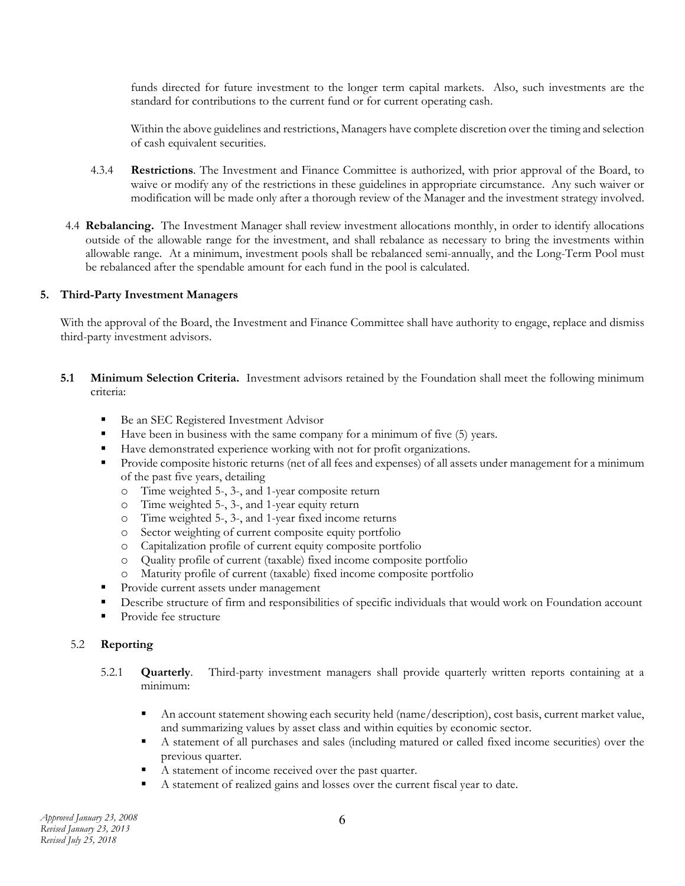funds directed for future investment to the longer term capital markets. Also, such investments are the standard for contributions to the current fund or for current operating cash.

Within the above guidelines and restrictions, Managers have complete discretion over the timing and selection of cash equivalent securities.

4.3.4 **Restrictions**. The Investment and Finance Committee is authorized, with prior approval of the Board, to waive or modify any of the restrictions in these guidelines in appropriate circumstance. Any such waiver or modification will be made only after a thorough review of the Manager and the investment strategy involved.

4.4 **Rebalancing.** The Investment Manager shall review investment allocations monthly, in order to identify allocations outside of the allowable range for the investment, and shall rebalance as necessary to bring the investments within allowable range. At a minimum, investment pools shall be rebalanced semi-annually, and the Long-Term Pool must be rebalanced after the spendable amount for each fund in the pool is calculated.

## 5. Third-Party Investment Managers

With the approval of the Board, the Investment and Finance Committee shall have authority to engage, replace and dismiss third-party investment advisors.

**5.1 Minimum Selection Criteria.** Investment advisors retained by the Foundation shall meet the following minimum criteria:

- Be an SEC Registered Investment Advisor
- Have been in business with the same company for a minimum of five (5) years.
- Have demonstrated experience working with not for profit organizations.
- Provide composite historic returns (net of all fees and expenses) of all assets under management for a minimum of the past five years, detailing
  - Time weighted 5-, 3-, and 1-year composite return
  - Time weighted 5-, 3-, and 1-year equity return
  - Time weighted 5-, 3-, and 1-year fixed income returns
  - Sector weighting of current composite equity portfolio
  - Capitalization profile of current equity composite portfolio
  - Quality profile of current (taxable) fixed income composite portfolio
  - Maturity profile of current (taxable) fixed income composite portfolio
- Provide current assets under management
- Describe structure of firm and responsibilities of specific individuals that would work on Foundation account
- Provide fee structure

5.2 **Reporting**

5.2.1 **Quarterly**. Third-party investment managers shall provide quarterly written reports containing at a minimum:

- An account statement showing each security held (name/description), cost basis, current market value, and summarizing values by asset class and within equities by economic sector.
- A statement of all purchases and sales (including matured or called fixed income securities) over the previous quarter.
- A statement of income received over the past quarter.
- A statement of realized gains and losses over the current fiscal year to date.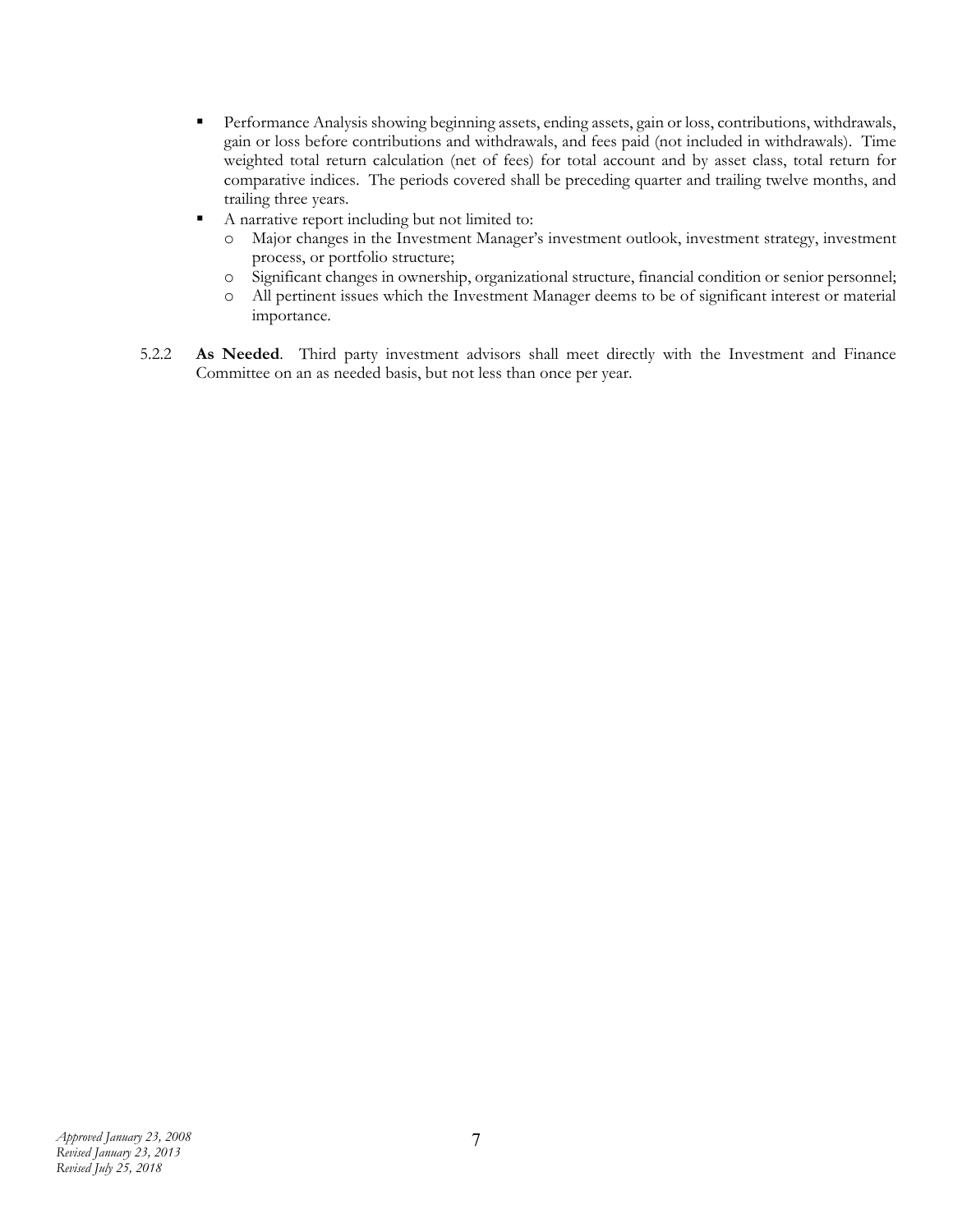- Performance Analysis showing beginning assets, ending assets, gain or loss, contributions, withdrawals, gain or loss before contributions and withdrawals, and fees paid (not included in withdrawals). Time weighted total return calculation (net of fees) for total account and by asset class, total return for comparative indices. The periods covered shall be preceding quarter and trailing twelve months, and trailing three years.
- A narrative report including but not limited to:
  - Major changes in the Investment Manager's investment outlook, investment strategy, investment process, or portfolio structure;
  - Significant changes in ownership, organizational structure, financial condition or senior personnel;
  - All pertinent issues which the Investment Manager deems to be of significant interest or material importance.

5.2.2 **As Needed**. Third party investment advisors shall meet directly with the Investment and Finance Committee on an as needed basis, but not less than once per year.

*Approved January 23, 2008*
*Revised January 23, 2013*
*Revised July 25, 2018*